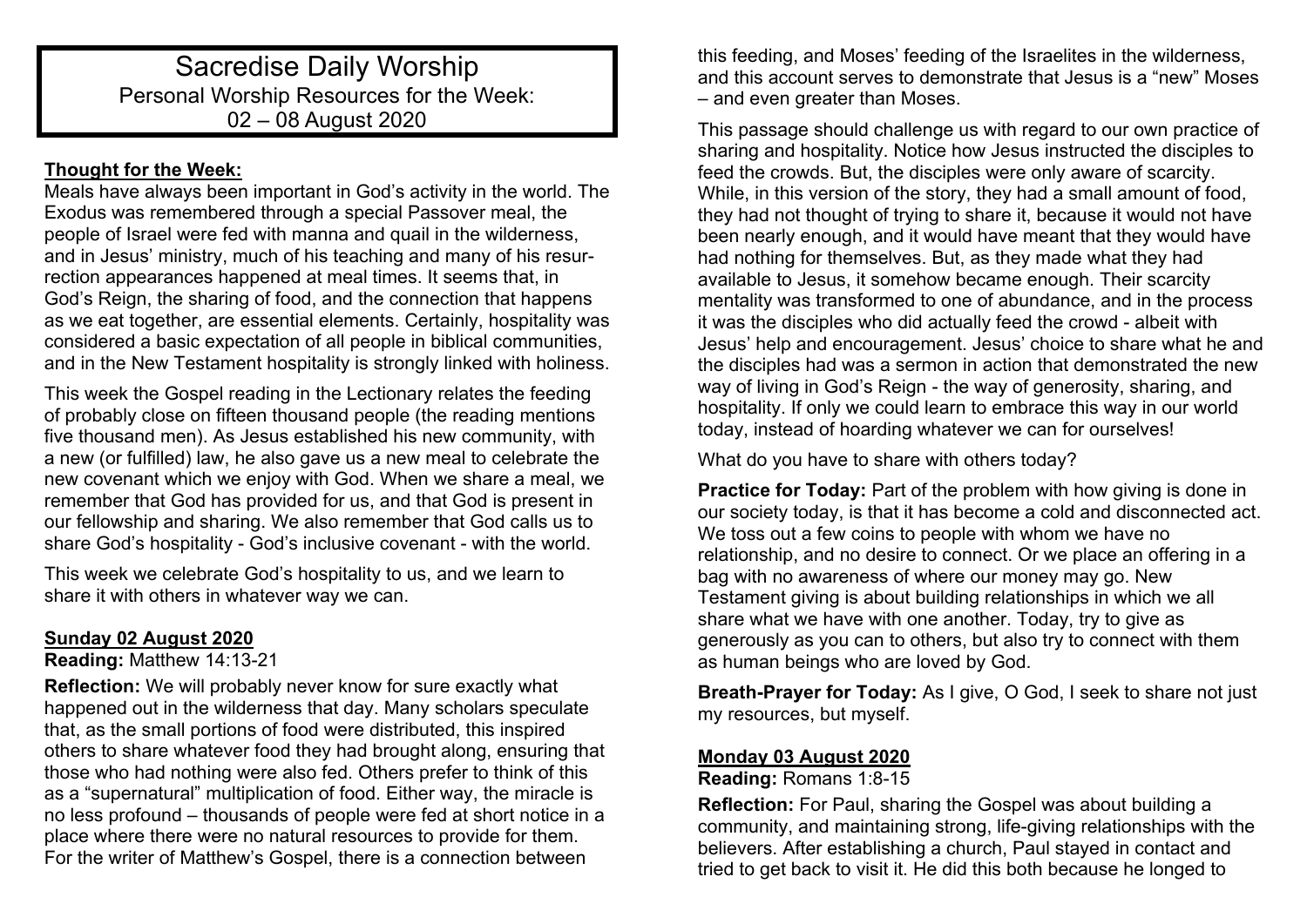# Sacredise Daily Worship

Personal Worship Resources for the Week:
02 – 08 August 2020

**Thought for the Week:**

Meals have always been important in God's activity in the world. The Exodus was remembered through a special Passover meal, the people of Israel were fed with manna and quail in the wilderness, and in Jesus' ministry, much of his teaching and many of his resurrection appearances happened at meal times. It seems that, in God's Reign, the sharing of food, and the connection that happens as we eat together, are essential elements. Certainly, hospitality was considered a basic expectation of all people in biblical communities, and in the New Testament hospitality is strongly linked with holiness.

This week the Gospel reading in the Lectionary relates the feeding of probably close on fifteen thousand people (the reading mentions five thousand men). As Jesus established his new community, with a new (or fulfilled) law, he also gave us a new meal to celebrate the new covenant which we enjoy with God. When we share a meal, we remember that God has provided for us, and that God is present in our fellowship and sharing. We also remember that God calls us to share God's hospitality - God's inclusive covenant - with the world.

This week we celebrate God's hospitality to us, and we learn to share it with others in whatever way we can.

## Sunday 02 August 2020

**Reading:** Matthew 14:13-21

**Reflection:** We will probably never know for sure exactly what happened out in the wilderness that day. Many scholars speculate that, as the small portions of food were distributed, this inspired others to share whatever food they had brought along, ensuring that those who had nothing were also fed. Others prefer to think of this as a "supernatural" multiplication of food. Either way, the miracle is no less profound – thousands of people were fed at short notice in a place where there were no natural resources to provide for them. For the writer of Matthew's Gospel, there is a connection between this feeding, and Moses' feeding of the Israelites in the wilderness, and this account serves to demonstrate that Jesus is a "new" Moses – and even greater than Moses.

This passage should challenge us with regard to our own practice of sharing and hospitality. Notice how Jesus instructed the disciples to feed the crowds. But, the disciples were only aware of scarcity. While, in this version of the story, they had a small amount of food, they had not thought of trying to share it, because it would not have been nearly enough, and it would have meant that they would have had nothing for themselves. But, as they made what they had available to Jesus, it somehow became enough. Their scarcity mentality was transformed to one of abundance, and in the process it was the disciples who did actually feed the crowd - albeit with Jesus' help and encouragement. Jesus' choice to share what he and the disciples had was a sermon in action that demonstrated the new way of living in God's Reign - the way of generosity, sharing, and hospitality. If only we could learn to embrace this way in our world today, instead of hoarding whatever we can for ourselves!

What do you have to share with others today?

**Practice for Today:** Part of the problem with how giving is done in our society today, is that it has become a cold and disconnected act. We toss out a few coins to people with whom we have no relationship, and no desire to connect. Or we place an offering in a bag with no awareness of where our money may go. New Testament giving is about building relationships in which we all share what we have with one another. Today, try to give as generously as you can to others, but also try to connect with them as human beings who are loved by God.

**Breath-Prayer for Today:** As I give, O God, I seek to share not just my resources, but myself.

## Monday 03 August 2020

**Reading:** Romans 1:8-15

**Reflection:** For Paul, sharing the Gospel was about building a community, and maintaining strong, life-giving relationships with the believers. After establishing a church, Paul stayed in contact and tried to get back to visit it. He did this both because he longed to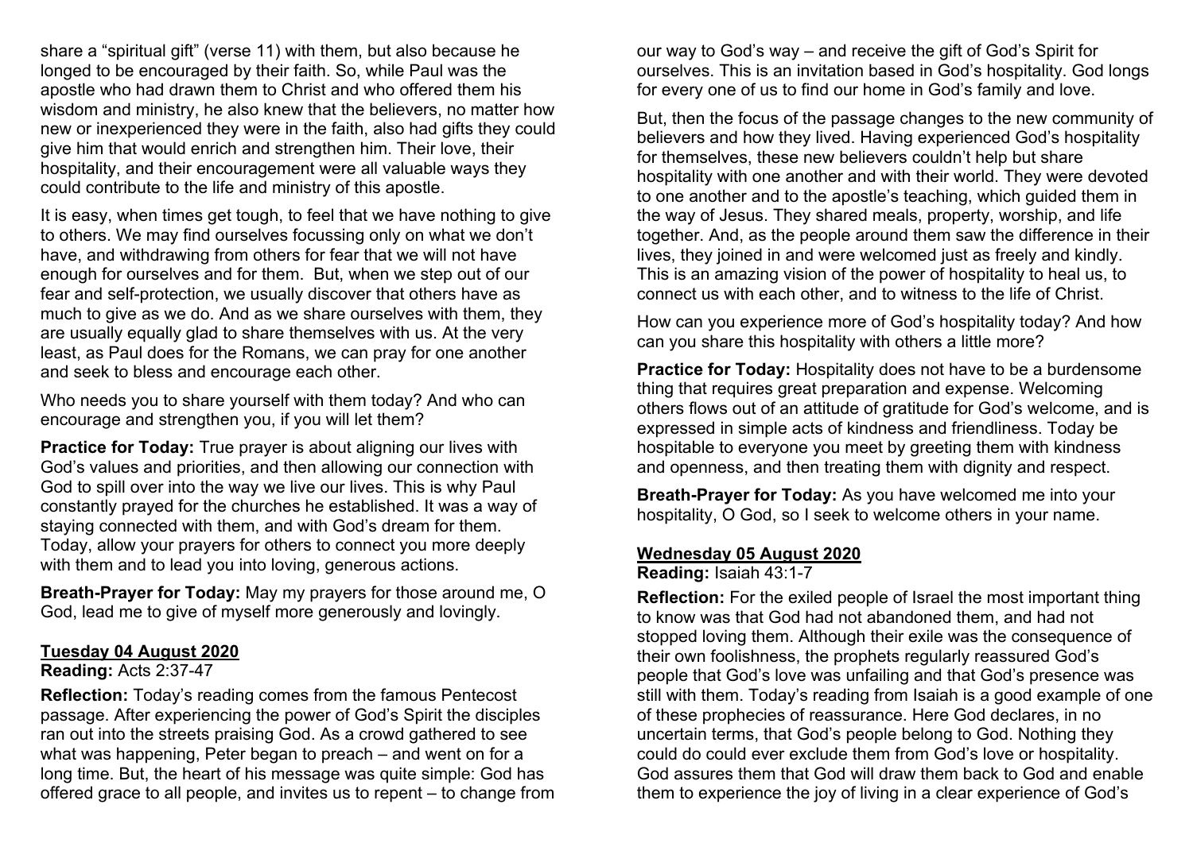share a "spiritual gift" (verse 11) with them, but also because he longed to be encouraged by their faith. So, while Paul was the apostle who had drawn them to Christ and who offered them his wisdom and ministry, he also knew that the believers, no matter how new or inexperienced they were in the faith, also had gifts they could give him that would enrich and strengthen him. Their love, their hospitality, and their encouragement were all valuable ways they could contribute to the life and ministry of this apostle.

It is easy, when times get tough, to feel that we have nothing to give to others. We may find ourselves focussing only on what we don't have, and withdrawing from others for fear that we will not have enough for ourselves and for them. But, when we step out of our fear and self-protection, we usually discover that others have as much to give as we do. And as we share ourselves with them, they are usually equally glad to share themselves with us. At the very least, as Paul does for the Romans, we can pray for one another and seek to bless and encourage each other.

Who needs you to share yourself with them today? And who can encourage and strengthen you, if you will let them?

**Practice for Today:** True prayer is about aligning our lives with God's values and priorities, and then allowing our connection with God to spill over into the way we live our lives. This is why Paul constantly prayed for the churches he established. It was a way of staying connected with them, and with God's dream for them. Today, allow your prayers for others to connect you more deeply with them and to lead you into loving, generous actions.

**Breath-Prayer for Today:** May my prayers for those around me, O God, lead me to give of myself more generously and lovingly.

## Tuesday 04 August 2020

**Reading:** Acts 2:37-47

**Reflection:** Today's reading comes from the famous Pentecost passage. After experiencing the power of God's Spirit the disciples ran out into the streets praising God. As a crowd gathered to see what was happening, Peter began to preach – and went on for a long time. But, the heart of his message was quite simple: God has offered grace to all people, and invites us to repent – to change from our way to God's way – and receive the gift of God's Spirit for ourselves. This is an invitation based in God's hospitality. God longs for every one of us to find our home in God's family and love.

But, then the focus of the passage changes to the new community of believers and how they lived. Having experienced God's hospitality for themselves, these new believers couldn't help but share hospitality with one another and with their world. They were devoted to one another and to the apostle's teaching, which guided them in the way of Jesus. They shared meals, property, worship, and life together. And, as the people around them saw the difference in their lives, they joined in and were welcomed just as freely and kindly. This is an amazing vision of the power of hospitality to heal us, to connect us with each other, and to witness to the life of Christ.

How can you experience more of God's hospitality today? And how can you share this hospitality with others a little more?

**Practice for Today:** Hospitality does not have to be a burdensome thing that requires great preparation and expense. Welcoming others flows out of an attitude of gratitude for God's welcome, and is expressed in simple acts of kindness and friendliness. Today be hospitable to everyone you meet by greeting them with kindness and openness, and then treating them with dignity and respect.

**Breath-Prayer for Today:** As you have welcomed me into your hospitality, O God, so I seek to welcome others in your name.

## Wednesday 05 August 2020

**Reading:** Isaiah 43:1-7

**Reflection:** For the exiled people of Israel the most important thing to know was that God had not abandoned them, and had not stopped loving them. Although their exile was the consequence of their own foolishness, the prophets regularly reassured God's people that God's love was unfailing and that God's presence was still with them. Today's reading from Isaiah is a good example of one of these prophecies of reassurance. Here God declares, in no uncertain terms, that God's people belong to God. Nothing they could do could ever exclude them from God's love or hospitality. God assures them that God will draw them back to God and enable them to experience the joy of living in a clear experience of God's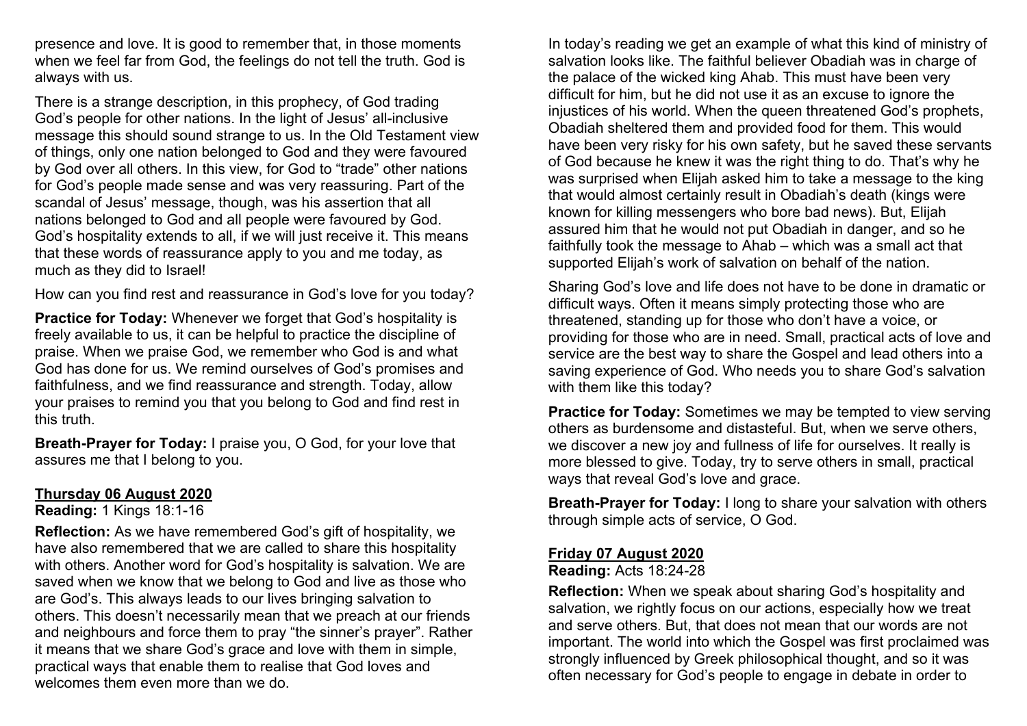presence and love. It is good to remember that, in those moments when we feel far from God, the feelings do not tell the truth. God is always with us.

There is a strange description, in this prophecy, of God trading God's people for other nations. In the light of Jesus' all-inclusive message this should sound strange to us. In the Old Testament view of things, only one nation belonged to God and they were favoured by God over all others. In this view, for God to "trade" other nations for God's people made sense and was very reassuring. Part of the scandal of Jesus' message, though, was his assertion that all nations belonged to God and all people were favoured by God. God's hospitality extends to all, if we will just receive it. This means that these words of reassurance apply to you and me today, as much as they did to Israel!

How can you find rest and reassurance in God's love for you today?

**Practice for Today:** Whenever we forget that God's hospitality is freely available to us, it can be helpful to practice the discipline of praise. When we praise God, we remember who God is and what God has done for us. We remind ourselves of God's promises and faithfulness, and we find reassurance and strength. Today, allow your praises to remind you that you belong to God and find rest in this truth.

**Breath-Prayer for Today:** I praise you, O God, for your love that assures me that I belong to you.

## Thursday 06 August 2020

**Reading:** 1 Kings 18:1-16

**Reflection:** As we have remembered God's gift of hospitality, we have also remembered that we are called to share this hospitality with others. Another word for God's hospitality is salvation. We are saved when we know that we belong to God and live as those who are God's. This always leads to our lives bringing salvation to others. This doesn't necessarily mean that we preach at our friends and neighbours and force them to pray "the sinner's prayer". Rather it means that we share God's grace and love with them in simple, practical ways that enable them to realise that God loves and welcomes them even more than we do.

In today's reading we get an example of what this kind of ministry of salvation looks like. The faithful believer Obadiah was in charge of the palace of the wicked king Ahab. This must have been very difficult for him, but he did not use it as an excuse to ignore the injustices of his world. When the queen threatened God's prophets, Obadiah sheltered them and provided food for them. This would have been very risky for his own safety, but he saved these servants of God because he knew it was the right thing to do. That's why he was surprised when Elijah asked him to take a message to the king that would almost certainly result in Obadiah's death (kings were known for killing messengers who bore bad news). But, Elijah assured him that he would not put Obadiah in danger, and so he faithfully took the message to Ahab – which was a small act that supported Elijah's work of salvation on behalf of the nation.

Sharing God's love and life does not have to be done in dramatic or difficult ways. Often it means simply protecting those who are threatened, standing up for those who don't have a voice, or providing for those who are in need. Small, practical acts of love and service are the best way to share the Gospel and lead others into a saving experience of God. Who needs you to share God's salvation with them like this today?

**Practice for Today:** Sometimes we may be tempted to view serving others as burdensome and distasteful. But, when we serve others, we discover a new joy and fullness of life for ourselves. It really is more blessed to give. Today, try to serve others in small, practical ways that reveal God's love and grace.

**Breath-Prayer for Today:** I long to share your salvation with others through simple acts of service, O God.

## Friday 07 August 2020

**Reading:** Acts 18:24-28

**Reflection:** When we speak about sharing God's hospitality and salvation, we rightly focus on our actions, especially how we treat and serve others. But, that does not mean that our words are not important. The world into which the Gospel was first proclaimed was strongly influenced by Greek philosophical thought, and so it was often necessary for God's people to engage in debate in order to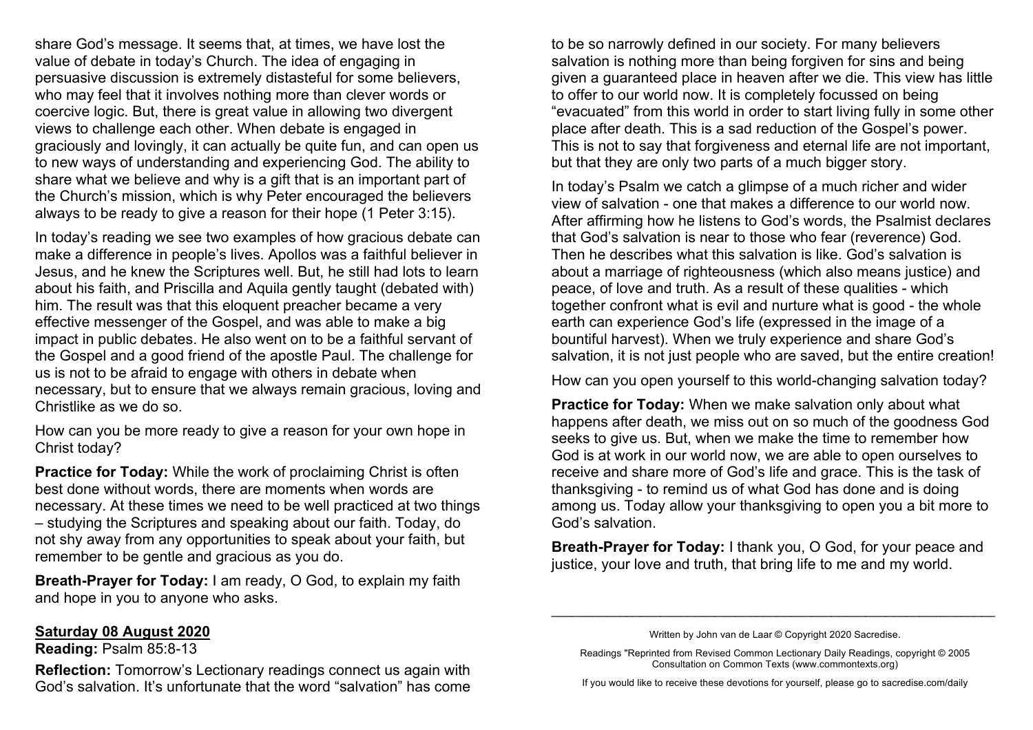share God's message. It seems that, at times, we have lost the value of debate in today's Church. The idea of engaging in persuasive discussion is extremely distasteful for some believers, who may feel that it involves nothing more than clever words or coercive logic. But, there is great value in allowing two divergent views to challenge each other. When debate is engaged in graciously and lovingly, it can actually be quite fun, and can open us to new ways of understanding and experiencing God. The ability to share what we believe and why is a gift that is an important part of the Church's mission, which is why Peter encouraged the believers always to be ready to give a reason for their hope (1 Peter 3:15).

In today's reading we see two examples of how gracious debate can make a difference in people's lives. Apollos was a faithful believer in Jesus, and he knew the Scriptures well. But, he still had lots to learn about his faith, and Priscilla and Aquila gently taught (debated with) him. The result was that this eloquent preacher became a very effective messenger of the Gospel, and was able to make a big impact in public debates. He also went on to be a faithful servant of the Gospel and a good friend of the apostle Paul. The challenge for us is not to be afraid to engage with others in debate when necessary, but to ensure that we always remain gracious, loving and Christlike as we do so.

How can you be more ready to give a reason for your own hope in Christ today?

**Practice for Today:** While the work of proclaiming Christ is often best done without words, there are moments when words are necessary. At these times we need to be well practiced at two things – studying the Scriptures and speaking about our faith. Today, do not shy away from any opportunities to speak about your faith, but remember to be gentle and gracious as you do.

**Breath-Prayer for Today:** I am ready, O God, to explain my faith and hope in you to anyone who asks.

**<u>Saturday 08 August 2020</u>**

**Reading:** Psalm 85:8-13

**Reflection:** Tomorrow's Lectionary readings connect us again with God's salvation. It's unfortunate that the word "salvation" has come to be so narrowly defined in our society. For many believers salvation is nothing more than being forgiven for sins and being given a guaranteed place in heaven after we die. This view has little to offer to our world now. It is completely focussed on being "evacuated" from this world in order to start living fully in some other place after death. This is a sad reduction of the Gospel's power. This is not to say that forgiveness and eternal life are not important, but that they are only two parts of a much bigger story.

In today's Psalm we catch a glimpse of a much richer and wider view of salvation - one that makes a difference to our world now. After affirming how he listens to God's words, the Psalmist declares that God's salvation is near to those who fear (reverence) God. Then he describes what this salvation is like. God's salvation is about a marriage of righteousness (which also means justice) and peace, of love and truth. As a result of these qualities - which together confront what is evil and nurture what is good - the whole earth can experience God's life (expressed in the image of a bountiful harvest). When we truly experience and share God's salvation, it is not just people who are saved, but the entire creation!

How can you open yourself to this world-changing salvation today?

**Practice for Today:** When we make salvation only about what happens after death, we miss out on so much of the goodness God seeks to give us. But, when we make the time to remember how God is at work in our world now, we are able to open ourselves to receive and share more of God's life and grace. This is the task of thanksgiving - to remind us of what God has done and is doing among us. Today allow your thanksgiving to open you a bit more to God's salvation.

**Breath-Prayer for Today:** I thank you, O God, for your peace and justice, your love and truth, that bring life to me and my world.

---

Written by John van de Laar © Copyright 2020 Sacredise.

Readings "Reprinted from Revised Common Lectionary Daily Readings, copyright © 2005 Consultation on Common Texts (www.commontexts.org)

If you would like to receive these devotions for yourself, please go to sacredise.com/daily